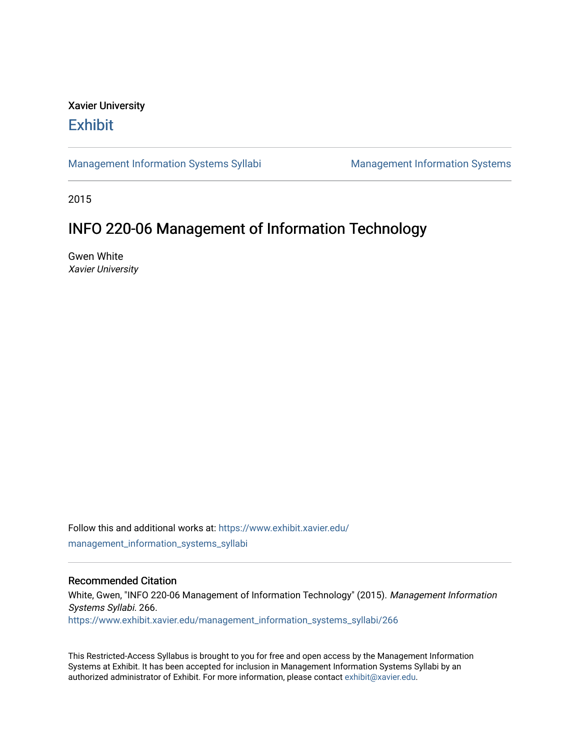Xavier University

# Exhibit

Management Information Systems Syllabi | Management Information Systems

2015

## INFO 220-06 Management of Information Technology

Gwen White
*Xavier University*

Follow this and additional works at: https://www.exhibit.xavier.edu/management_information_systems_syllabi

### Recommended Citation

White, Gwen, "INFO 220-06 Management of Information Technology" (2015). *Management Information Systems Syllabi*. 266.
https://www.exhibit.xavier.edu/management_information_systems_syllabi/266

This Restricted-Access Syllabus is brought to you for free and open access by the Management Information Systems at Exhibit. It has been accepted for inclusion in Management Information Systems Syllabi by an authorized administrator of Exhibit. For more information, please contact exhibit@xavier.edu.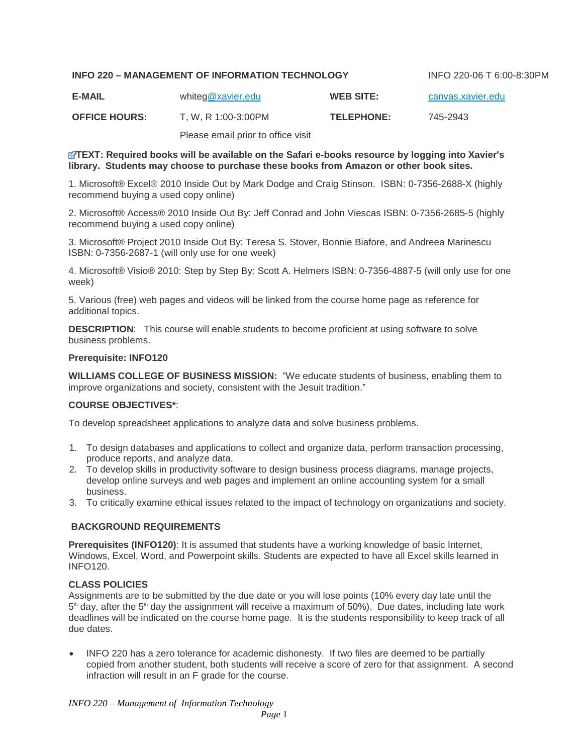**INFO 220 – MANAGEMENT OF INFORMATION TECHNOLOGY** INFO 220-06 T 6:00-8:30PM

| | | | |
|---|---|---|---|
| **E-MAIL** | whiteg@xavier.edu | **WEB SITE:** | canvas.xavier.edu |
| **OFFICE HOURS:** | T, W, R 1:00-3:00PM | **TELEPHONE:** | 745-2943 |
| | Please email prior to office visit | | |

**TEXT: Required books will be available on the Safari e-books resource by logging into Xavier's library. Students may choose to purchase these books from Amazon or other book sites.**

1. Microsoft® Excel® 2010 Inside Out by Mark Dodge and Craig Stinson. ISBN: 0-7356-2688-X (highly recommend buying a used copy online)

2. Microsoft® Access® 2010 Inside Out By: Jeff Conrad and John Viescas ISBN: 0-7356-2685-5 (highly recommend buying a used copy online)

3. Microsoft® Project 2010 Inside Out By: Teresa S. Stover, Bonnie Biafore, and Andreea Marinescu ISBN: 0-7356-2687-1 (will only use for one week)

4. Microsoft® Visio® 2010: Step by Step By: Scott A. Helmers ISBN: 0-7356-4887-5 (will only use for one week)

5. Various (free) web pages and videos will be linked from the course home page as reference for additional topics.

**DESCRIPTION**: This course will enable students to become proficient at using software to solve business problems.

**Prerequisite: INFO120**

**WILLIAMS COLLEGE OF BUSINESS MISSION:** "We educate students of business, enabling them to improve organizations and society, consistent with the Jesuit tradition."

**COURSE OBJECTIVES\***:

To develop spreadsheet applications to analyze data and solve business problems.

1. To design databases and applications to collect and organize data, perform transaction processing, produce reports, and analyze data.
2. To develop skills in productivity software to design business process diagrams, manage projects, develop online surveys and web pages and implement an online accounting system for a small business.
3. To critically examine ethical issues related to the impact of technology on organizations and society.

## BACKGROUND REQUIREMENTS

**Prerequisites (INFO120)**: It is assumed that students have a working knowledge of basic Internet, Windows, Excel, Word, and Powerpoint skills. Students are expected to have all Excel skills learned in INFO120.

**CLASS POLICIES**

Assignments are to be submitted by the due date or you will lose points (10% every day late until the 5th day, after the 5th day the assignment will receive a maximum of 50%). Due dates, including late work deadlines will be indicated on the course home page. It is the students responsibility to keep track of all due dates.

- INFO 220 has a zero tolerance for academic dishonesty. If two files are deemed to be partially copied from another student, both students will receive a score of zero for that assignment. A second infraction will result in an F grade for the course.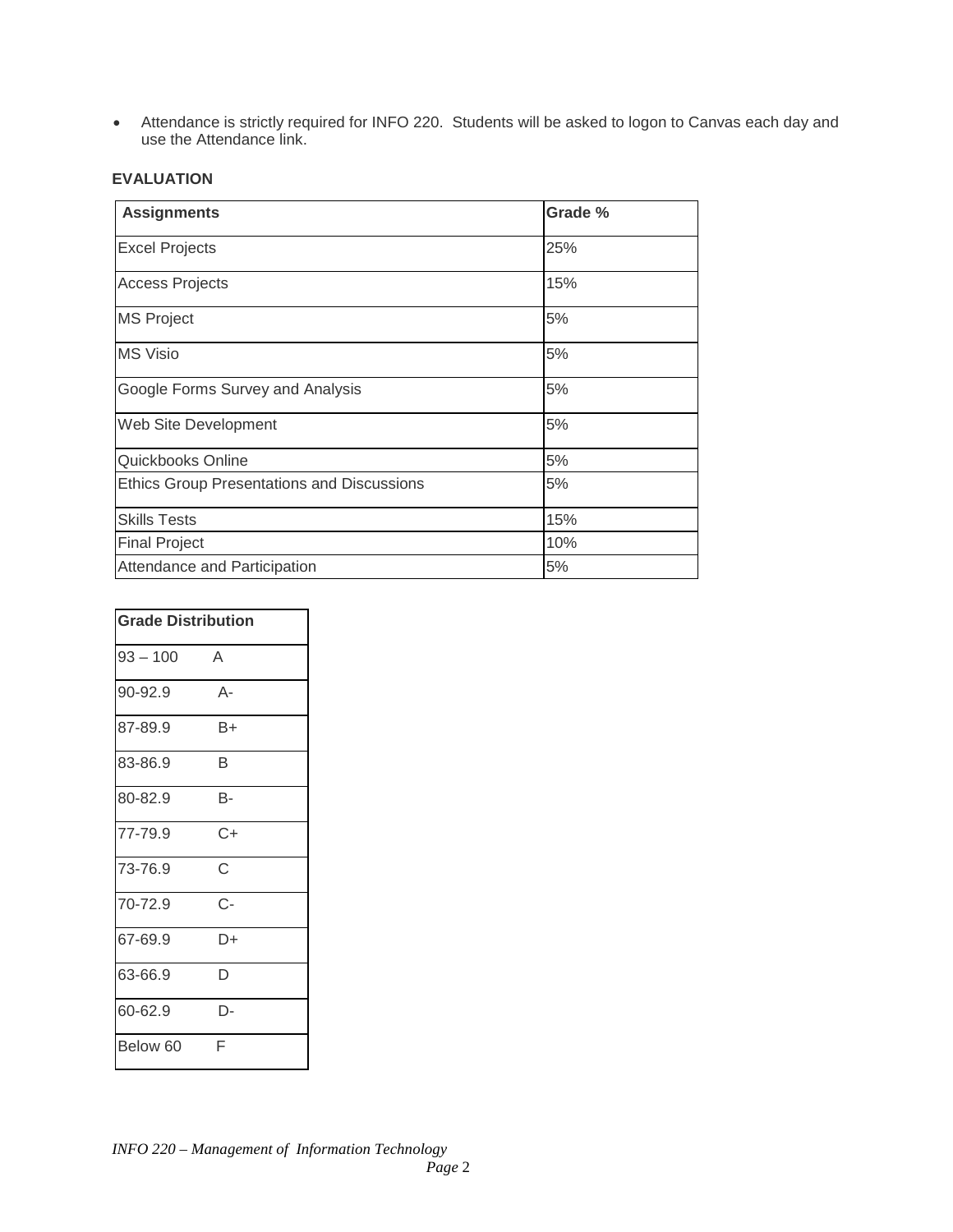- Attendance is strictly required for INFO 220. Students will be asked to logon to Canvas each day and use the Attendance link.

**EVALUATION**

| Assignments | Grade % |
| --- | --- |
| Excel Projects | 25% |
| Access Projects | 15% |
| MS Project | 5% |
| MS Visio | 5% |
| Google Forms Survey and Analysis | 5% |
| Web Site Development | 5% |
| Quickbooks Online | 5% |
| Ethics Group Presentations and Discussions | 5% |
| Skills Tests | 15% |
| Final Project | 10% |
| Attendance and Participation | 5% |

| Grade Distribution | |
| --- | --- |
| 93 – 100 | A |
| 90-92.9 | A- |
| 87-89.9 | B+ |
| 83-86.9 | B |
| 80-82.9 | B- |
| 77-79.9 | C+ |
| 73-76.9 | C |
| 70-72.9 | C- |
| 67-69.9 | D+ |
| 63-66.9 | D |
| 60-62.9 | D- |
| Below 60 | F |